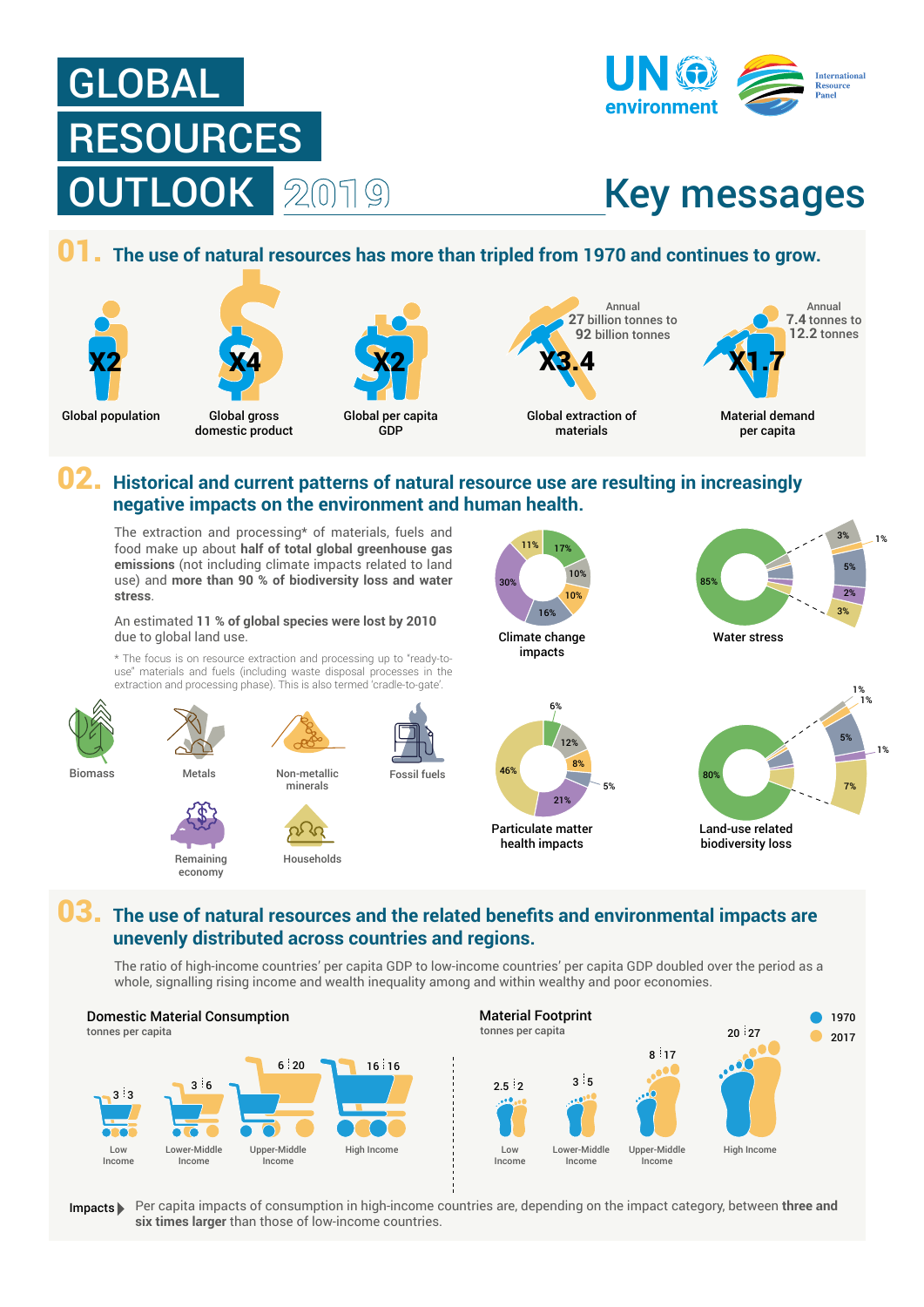# GLOBAL RESOURCES OUTLOOK 2019

UN environment

International Resource Panel

## Key messages

## 01. The use of natural resources has more than tripled from 1970 and continues to grow.

- X2 — Global population
- X4 — Global gross domestic product
- X2 — Global per capita GDP
- X3.4 — Global extraction of materials (Annual 27 billion tonnes to 92 billion tonnes)
- X1.7 — Material demand per capita (Annual 7.4 tonnes to 12.2 tonnes)

## 02. Historical and current patterns of natural resource use are resulting in increasingly negative impacts on the environment and human health.

The extraction and processing* of materials, fuels and food make up about **half of total global greenhouse gas emissions** (not including climate impacts related to land use) and **more than 90 % of biodiversity loss and water stress**.

An estimated **11 % of global species were lost by 2010** due to global land use.

\* The focus is on resource extraction and processing up to "ready-to-use" materials and fuels (including waste disposal processes in the extraction and processing phase). This is also termed 'cradle-to-gate'.

Biomass | Metals | Non-metallic minerals | Fossil fuels | Remaining economy | Households

**Climate change impacts:** 17%, 10%, 10%, 16%, 30%, 11%

**Water stress:** 85%, 3%, 5%, 2%, 3%, 1%

**Particulate matter health impacts:** 6%, 12%, 8%, 5%, 21%, 46%

**Land-use related biodiversity loss:** 80%, 1%, 1%, 5%, 1%, 7%

## 03. The use of natural resources and the related benefits and environmental impacts are unevenly distributed across countries and regions.

The ratio of high-income countries' per capita GDP to low-income countries' per capita GDP doubled over the period as a whole, signalling rising income and wealth inequality among and within wealthy and poor economies.

**Domestic Material Consumption** (tonnes per capita)

| | 1970 | 2017 |
|---|---|---|
| Low Income | 3 | 3 |
| Lower-Middle Income | 3 | 6 |
| Upper-Middle Income | 6 | 20 |
| High Income | 16 | 16 |

**Material Footprint** (tonnes per capita)

| | 1970 | 2017 |
|---|---|---|
| Low Income | 2.5 | 2 |
| Lower-Middle Income | 3 | 5 |
| Upper-Middle Income | 8 | 17 |
| High Income | 20 | 27 |

**Impacts** Per capita impacts of consumption in high-income countries are, depending on the impact category, between **three and six times larger** than those of low-income countries.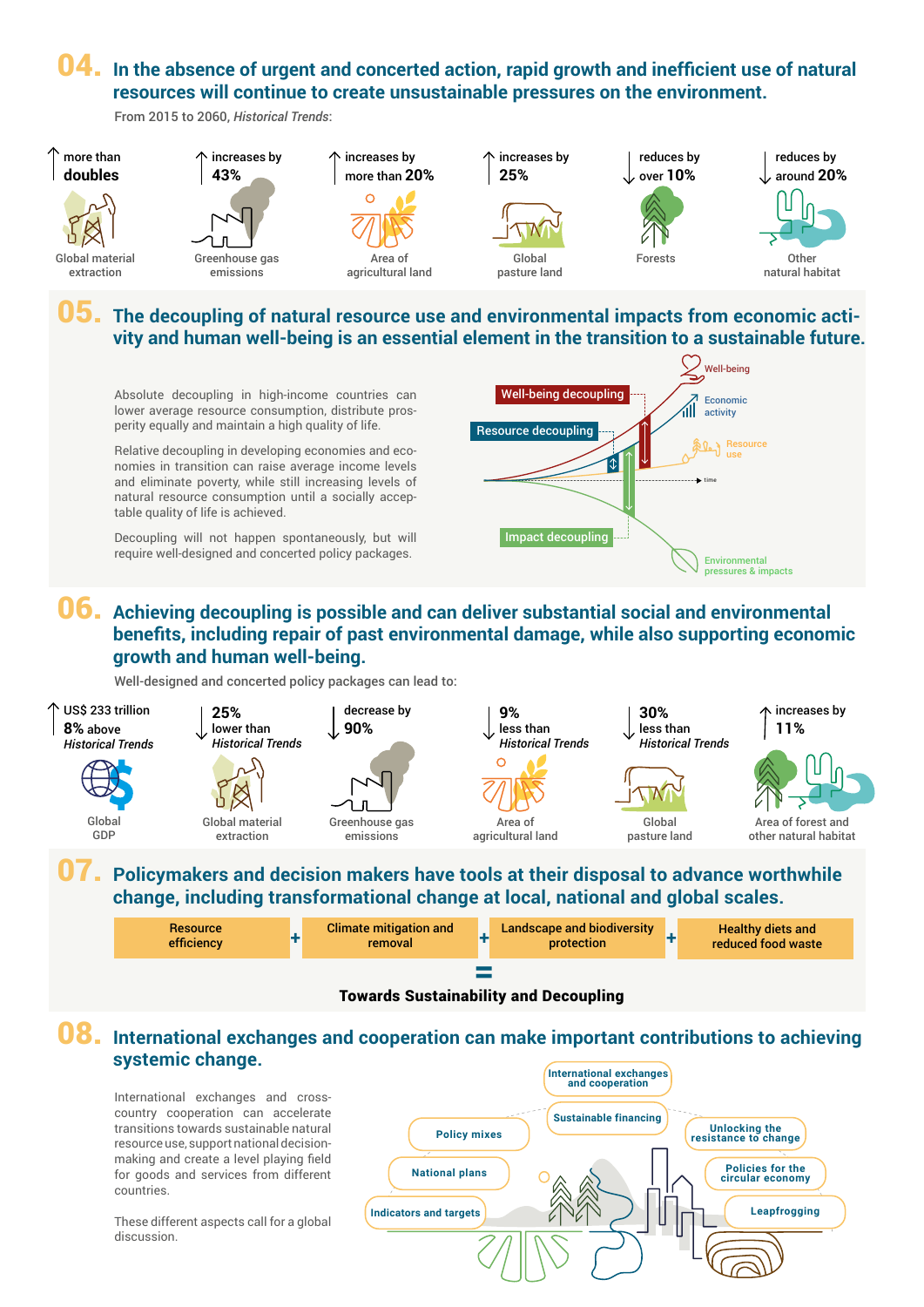## 04. In the absence of urgent and concerted action, rapid growth and inefficient use of natural resources will continue to create unsustainable pressures on the environment.

From 2015 to 2060, *Historical Trends*:

- ↑ more than **doubles** — Global material extraction
- ↑ increases by **43%** — Greenhouse gas emissions
- ↑ increases by more than **20%** — Area of agricultural land
- ↑ increases by **25%** — Global pasture land
- ↓ reduces by over **10%** — Forests
- ↓ reduces by around **20%** — Other natural habitat

## 05. The decoupling of natural resource use and environmental impacts from economic activity and human well-being is an essential element in the transition to a sustainable future.

Absolute decoupling in high-income countries can lower average resource consumption, distribute prosperity equally and maintain a high quality of life.

Relative decoupling in developing economies and economies in transition can raise average income levels and eliminate poverty, while still increasing levels of natural resource consumption until a socially acceptable quality of life is achieved.

Decoupling will not happen spontaneously, but will require well-designed and concerted policy packages.

Well-being decoupling
Resource decoupling
Impact decoupling
Well-being
Economic activity
Resource use
time
Environmental pressures & impacts

## 06. Achieving decoupling is possible and can deliver substantial social and environmental benefits, including repair of past environmental damage, while also supporting economic growth and human well-being.

Well-designed and concerted policy packages can lead to:

- ↑ US$ 233 trillion **8%** above *Historical Trends* — Global GDP
- ↓ **25%** lower than *Historical Trends* — Global material extraction
- ↓ decrease by **90%** — Greenhouse gas emissions
- ↓ **9%** less than *Historical Trends* — Area of agricultural land
- ↓ **30%** less than *Historical Trends* — Global pasture land
- ↑ increases by **11%** — Area of forest and other natural habitat

## 07. Policymakers and decision makers have tools at their disposal to advance worthwhile change, including transformational change at local, national and global scales.

Resource efficiency + Climate mitigation and removal + Landscape and biodiversity protection + Healthy diets and reduced food waste

=

**Towards Sustainability and Decoupling**

## 08. International exchanges and cooperation can make important contributions to achieving systemic change.

International exchanges and cross-country cooperation can accelerate transitions towards sustainable natural resource use, support national decision-making and create a level playing field for goods and services from different countries.

These different aspects call for a global discussion.

International exchanges and cooperation
Sustainable financing
Policy mixes
Unlocking the resistance to change
National plans
Policies for the circular economy
Indicators and targets
Leapfrogging